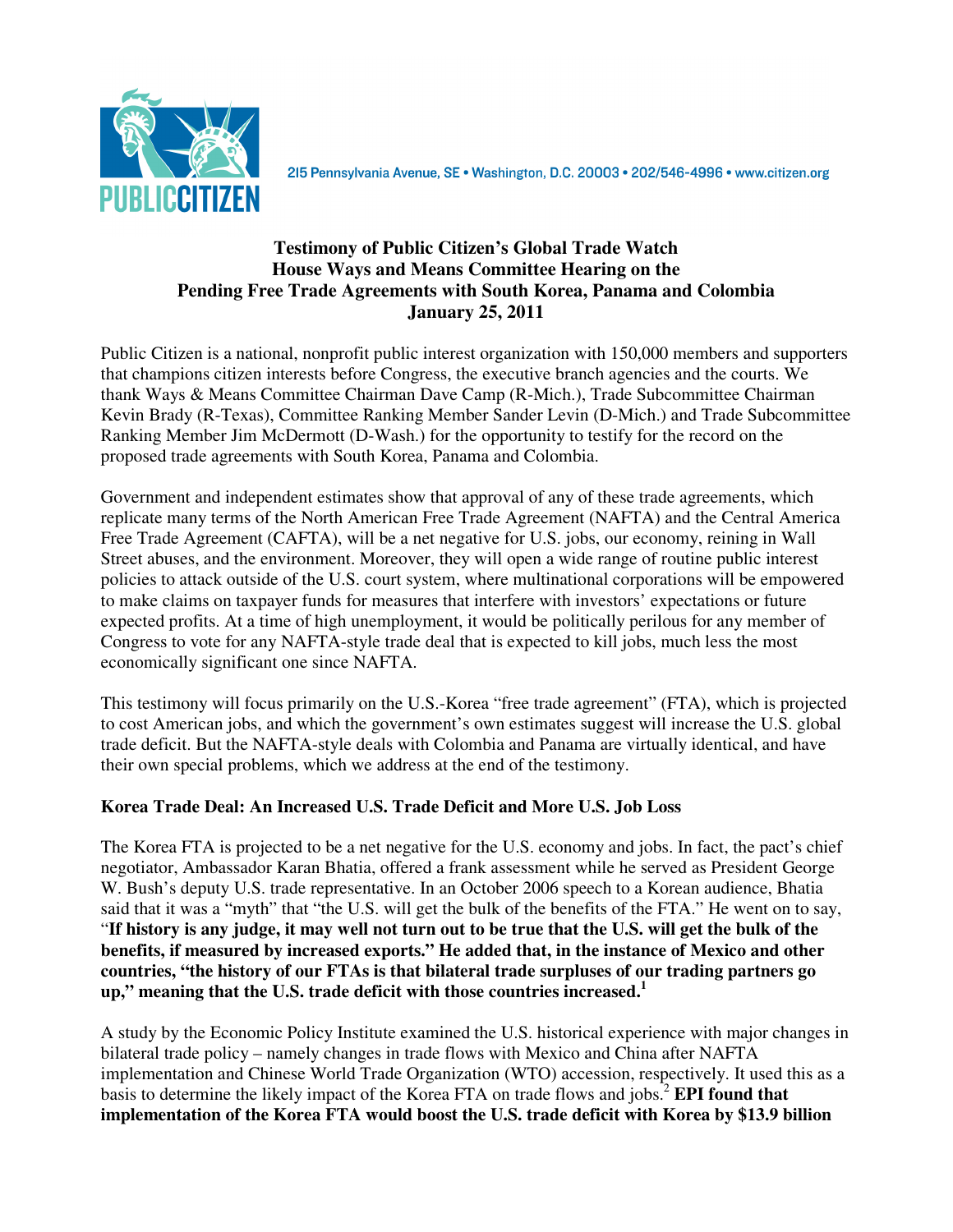215 Pennsylvania Avenue, SE • Washington, D.C. 20003 • 202/546-4996 • www.citizen.org

**Testimony of Public Citizen's Global Trade Watch**
**House Ways and Means Committee Hearing on the**
**Pending Free Trade Agreements with South Korea, Panama and Colombia**
**January 25, 2011**

Public Citizen is a national, nonprofit public interest organization with 150,000 members and supporters that champions citizen interests before Congress, the executive branch agencies and the courts. We thank Ways & Means Committee Chairman Dave Camp (R-Mich.), Trade Subcommittee Chairman Kevin Brady (R-Texas), Committee Ranking Member Sander Levin (D-Mich.) and Trade Subcommittee Ranking Member Jim McDermott (D-Wash.) for the opportunity to testify for the record on the proposed trade agreements with South Korea, Panama and Colombia.

Government and independent estimates show that approval of any of these trade agreements, which replicate many terms of the North American Free Trade Agreement (NAFTA) and the Central America Free Trade Agreement (CAFTA), will be a net negative for U.S. jobs, our economy, reining in Wall Street abuses, and the environment. Moreover, they will open a wide range of routine public interest policies to attack outside of the U.S. court system, where multinational corporations will be empowered to make claims on taxpayer funds for measures that interfere with investors' expectations or future expected profits. At a time of high unemployment, it would be politically perilous for any member of Congress to vote for any NAFTA-style trade deal that is expected to kill jobs, much less the most economically significant one since NAFTA.

This testimony will focus primarily on the U.S.-Korea "free trade agreement" (FTA), which is projected to cost American jobs, and which the government's own estimates suggest will increase the U.S. global trade deficit. But the NAFTA-style deals with Colombia and Panama are virtually identical, and have their own special problems, which we address at the end of the testimony.

**Korea Trade Deal: An Increased U.S. Trade Deficit and More U.S. Job Loss**

The Korea FTA is projected to be a net negative for the U.S. economy and jobs. In fact, the pact's chief negotiator, Ambassador Karan Bhatia, offered a frank assessment while he served as President George W. Bush's deputy U.S. trade representative. In an October 2006 speech to a Korean audience, Bhatia said that it was a "myth" that "the U.S. will get the bulk of the benefits of the FTA." He went on to say, "**If history is any judge, it may well not turn out to be true that the U.S. will get the bulk of the benefits, if measured by increased exports." He added that, in the instance of Mexico and other countries, "the history of our FTAs is that bilateral trade surpluses of our trading partners go up," meaning that the U.S. trade deficit with those countries increased.**[1]

A study by the Economic Policy Institute examined the U.S. historical experience with major changes in bilateral trade policy – namely changes in trade flows with Mexico and China after NAFTA implementation and Chinese World Trade Organization (WTO) accession, respectively. It used this as a basis to determine the likely impact of the Korea FTA on trade flows and jobs.[2] **EPI found that implementation of the Korea FTA would boost the U.S. trade deficit with Korea by $13.9 billion**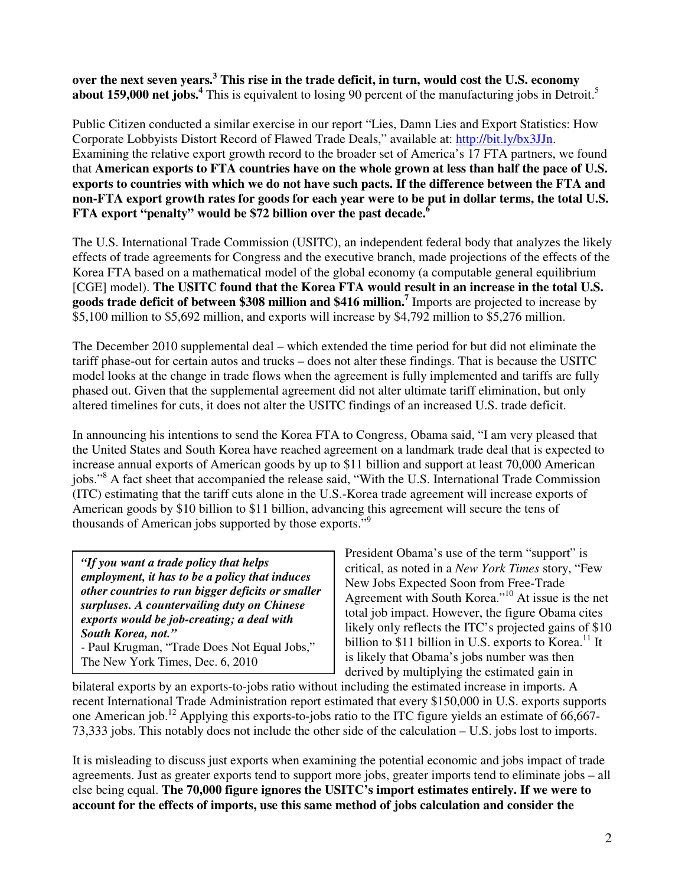**over the next seven years.[3] This rise in the trade deficit, in turn, would cost the U.S. economy about 159,000 net jobs.[4]** This is equivalent to losing 90 percent of the manufacturing jobs in Detroit.[5]

Public Citizen conducted a similar exercise in our report "Lies, Damn Lies and Export Statistics: How Corporate Lobbyists Distort Record of Flawed Trade Deals," available at: http://bit.ly/bx3JJn. Examining the relative export growth record to the broader set of America's 17 FTA partners, we found that **American exports to FTA countries have on the whole grown at less than half the pace of U.S. exports to countries with which we do not have such pacts. If the difference between the FTA and non-FTA export growth rates for goods for each year were to be put in dollar terms, the total U.S. FTA export "penalty" would be $72 billion over the past decade.[6]**

The U.S. International Trade Commission (USITC), an independent federal body that analyzes the likely effects of trade agreements for Congress and the executive branch, made projections of the effects of the Korea FTA based on a mathematical model of the global economy (a computable general equilibrium [CGE] model). **The USITC found that the Korea FTA would result in an increase in the total U.S. goods trade deficit of between $308 million and $416 million.[7]** Imports are projected to increase by $5,100 million to $5,692 million, and exports will increase by $4,792 million to $5,276 million.

The December 2010 supplemental deal – which extended the time period for but did not eliminate the tariff phase-out for certain autos and trucks – does not alter these findings. That is because the USITC model looks at the change in trade flows when the agreement is fully implemented and tariffs are fully phased out. Given that the supplemental agreement did not alter ultimate tariff elimination, but only altered timelines for cuts, it does not alter the USITC findings of an increased U.S. trade deficit.

In announcing his intentions to send the Korea FTA to Congress, Obama said, "I am very pleased that the United States and South Korea have reached agreement on a landmark trade deal that is expected to increase annual exports of American goods by up to $11 billion and support at least 70,000 American jobs."[8] A fact sheet that accompanied the release said, "With the U.S. International Trade Commission (ITC) estimating that the tariff cuts alone in the U.S.-Korea trade agreement will increase exports of American goods by $10 billion to $11 billion, advancing this agreement will secure the tens of thousands of American jobs supported by those exports."[9]

> ***"If you want a trade policy that helps employment, it has to be a policy that induces other countries to run bigger deficits or smaller surpluses. A countervailing duty on Chinese exports would be job-creating; a deal with South Korea, not."***
> - Paul Krugman, "Trade Does Not Equal Jobs," The New York Times, Dec. 6, 2010

President Obama's use of the term "support" is critical, as noted in a *New York Times* story, "Few New Jobs Expected Soon from Free-Trade Agreement with South Korea."[10] At issue is the net total job impact. However, the figure Obama cites likely only reflects the ITC's projected gains of $10 billion to $11 billion in U.S. exports to Korea.[11] It is likely that Obama's jobs number was then derived by multiplying the estimated gain in bilateral exports by an exports-to-jobs ratio without including the estimated increase in imports. A recent International Trade Administration report estimated that every $150,000 in U.S. exports supports one American job.[12] Applying this exports-to-jobs ratio to the ITC figure yields an estimate of 66,667-73,333 jobs. This notably does not include the other side of the calculation – U.S. jobs lost to imports.

It is misleading to discuss just exports when examining the potential economic and jobs impact of trade agreements. Just as greater exports tend to support more jobs, greater imports tend to eliminate jobs – all else being equal. **The 70,000 figure ignores the USITC's import estimates entirely. If we were to account for the effects of imports, use this same method of jobs calculation and consider the**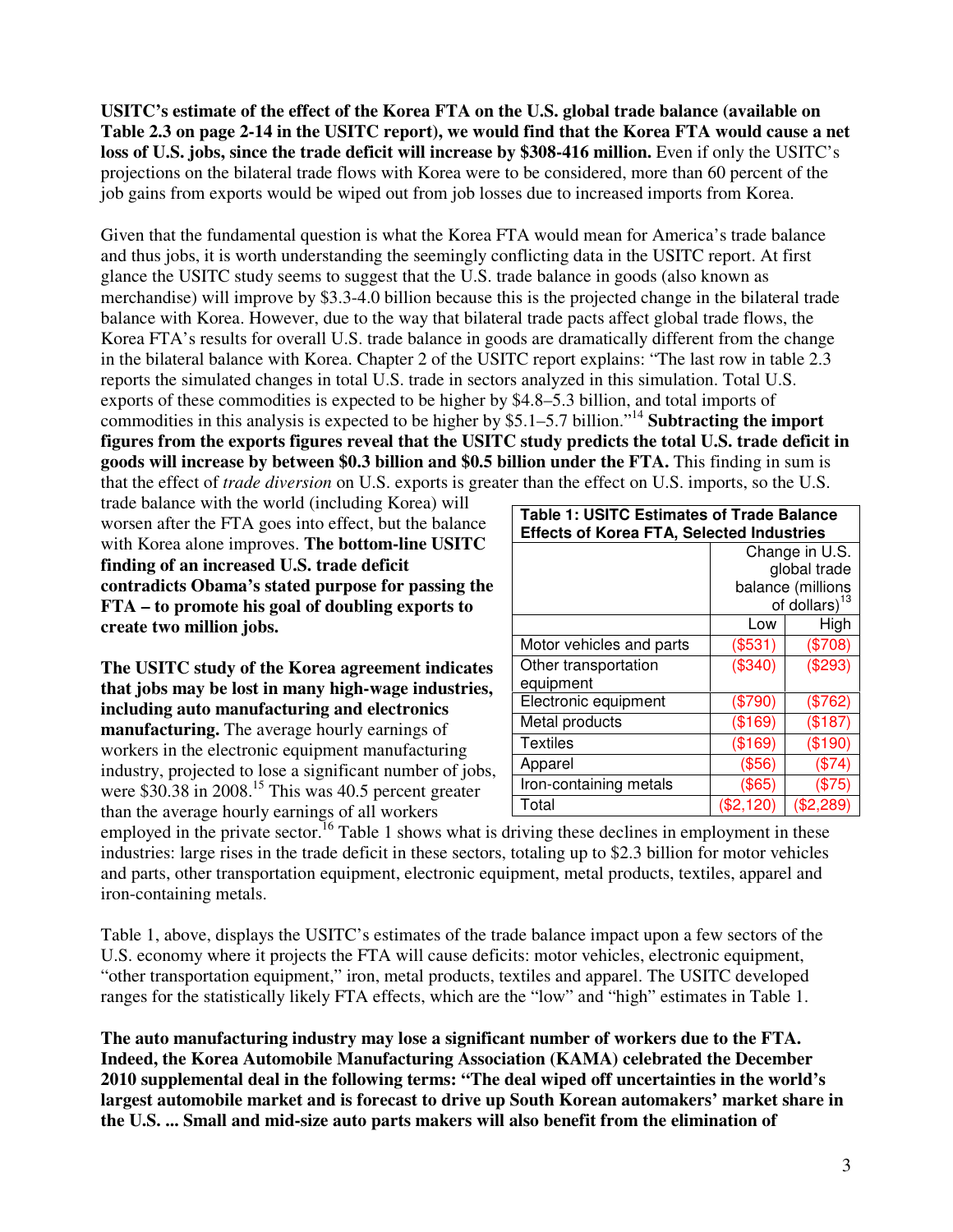**USITC's estimate of the effect of the Korea FTA on the U.S. global trade balance (available on Table 2.3 on page 2-14 in the USITC report), we would find that the Korea FTA would cause a net loss of U.S. jobs, since the trade deficit will increase by $308-416 million.** Even if only the USITC's projections on the bilateral trade flows with Korea were to be considered, more than 60 percent of the job gains from exports would be wiped out from job losses due to increased imports from Korea.

Given that the fundamental question is what the Korea FTA would mean for America's trade balance and thus jobs, it is worth understanding the seemingly conflicting data in the USITC report. At first glance the USITC study seems to suggest that the U.S. trade balance in goods (also known as merchandise) will improve by $3.3-4.0 billion because this is the projected change in the bilateral trade balance with Korea. However, due to the way that bilateral trade pacts affect global trade flows, the Korea FTA's results for overall U.S. trade balance in goods are dramatically different from the change in the bilateral balance with Korea. Chapter 2 of the USITC report explains: "The last row in table 2.3 reports the simulated changes in total U.S. trade in sectors analyzed in this simulation. Total U.S. exports of these commodities is expected to be higher by $4.8–5.3 billion, and total imports of commodities in this analysis is expected to be higher by $5.1–5.7 billion."[14] **Subtracting the import figures from the exports figures reveal that the USITC study predicts the total U.S. trade deficit in goods will increase by between $0.3 billion and $0.5 billion under the FTA.** This finding in sum is that the effect of *trade diversion* on U.S. exports is greater than the effect on U.S. imports, so the U.S. trade balance with the world (including Korea) will worsen after the FTA goes into effect, but the balance with Korea alone improves. **The bottom-line USITC finding of an increased U.S. trade deficit contradicts Obama's stated purpose for passing the FTA – to promote his goal of doubling exports to create two million jobs.**

**The USITC study of the Korea agreement indicates that jobs may be lost in many high-wage industries, including auto manufacturing and electronics manufacturing.** The average hourly earnings of workers in the electronic equipment manufacturing industry, projected to lose a significant number of jobs, were $30.38 in 2008.[15] This was 40.5 percent greater than the average hourly earnings of all workers employed in the private sector.[16] Table 1 shows what is driving these declines in employment in these industries: large rises in the trade deficit in these sectors, totaling up to $2.3 billion for motor vehicles and parts, other transportation equipment, electronic equipment, metal products, textiles, apparel and iron-containing metals.

**Table 1: USITC Estimates of Trade Balance Effects of Korea FTA, Selected Industries**

| | Change in U.S. global trade balance (millions of dollars)[13] | |
|---|---|---|
| | Low | High |
| Motor vehicles and parts | ($531) | ($708) |
| Other transportation equipment | ($340) | ($293) |
| Electronic equipment | ($790) | ($762) |
| Metal products | ($169) | ($187) |
| Textiles | ($169) | ($190) |
| Apparel | ($56) | ($74) |
| Iron-containing metals | ($65) | ($75) |
| Total | ($2,120) | ($2,289) |

Table 1, above, displays the USITC's estimates of the trade balance impact upon a few sectors of the U.S. economy where it projects the FTA will cause deficits: motor vehicles, electronic equipment, "other transportation equipment," iron, metal products, textiles and apparel. The USITC developed ranges for the statistically likely FTA effects, which are the "low" and "high" estimates in Table 1.

**The auto manufacturing industry may lose a significant number of workers due to the FTA. Indeed, the Korea Automobile Manufacturing Association (KAMA) celebrated the December 2010 supplemental deal in the following terms: "The deal wiped off uncertainties in the world's largest automobile market and is forecast to drive up South Korean automakers' market share in the U.S. ... Small and mid-size auto parts makers will also benefit from the elimination of**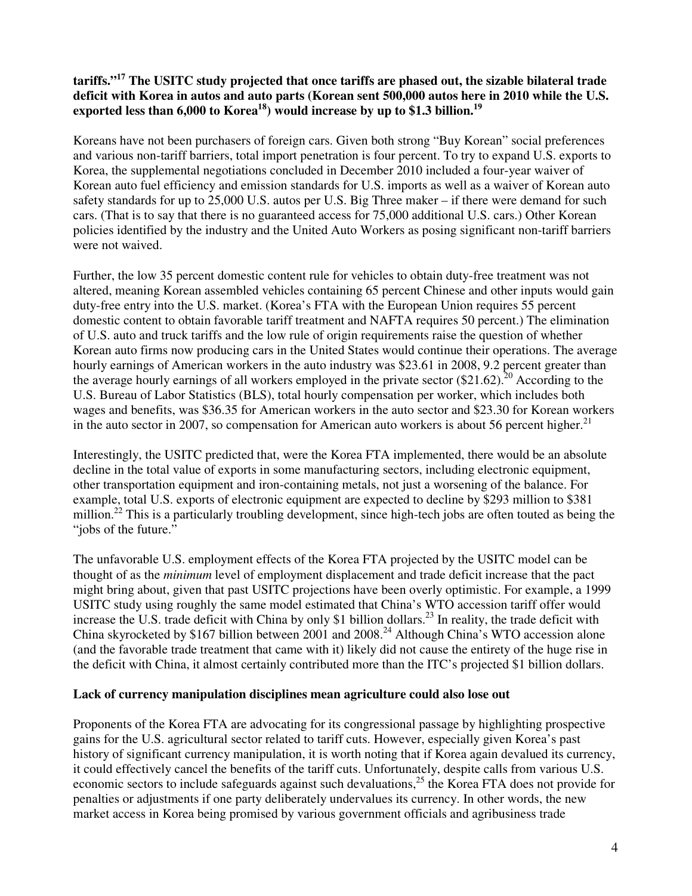**tariffs."[17] The USITC study projected that once tariffs are phased out, the sizable bilateral trade deficit with Korea in autos and auto parts (Korean sent 500,000 autos here in 2010 while the U.S. exported less than 6,000 to Korea[18]) would increase by up to $1.3 billion.[19]**

Koreans have not been purchasers of foreign cars. Given both strong "Buy Korean" social preferences and various non-tariff barriers, total import penetration is four percent. To try to expand U.S. exports to Korea, the supplemental negotiations concluded in December 2010 included a four-year waiver of Korean auto fuel efficiency and emission standards for U.S. imports as well as a waiver of Korean auto safety standards for up to 25,000 U.S. autos per U.S. Big Three maker – if there were demand for such cars. (That is to say that there is no guaranteed access for 75,000 additional U.S. cars.) Other Korean policies identified by the industry and the United Auto Workers as posing significant non-tariff barriers were not waived.

Further, the low 35 percent domestic content rule for vehicles to obtain duty-free treatment was not altered, meaning Korean assembled vehicles containing 65 percent Chinese and other inputs would gain duty-free entry into the U.S. market. (Korea's FTA with the European Union requires 55 percent domestic content to obtain favorable tariff treatment and NAFTA requires 50 percent.) The elimination of U.S. auto and truck tariffs and the low rule of origin requirements raise the question of whether Korean auto firms now producing cars in the United States would continue their operations. The average hourly earnings of American workers in the auto industry was $23.61 in 2008, 9.2 percent greater than the average hourly earnings of all workers employed in the private sector ($21.62).[20] According to the U.S. Bureau of Labor Statistics (BLS), total hourly compensation per worker, which includes both wages and benefits, was $36.35 for American workers in the auto sector and $23.30 for Korean workers in the auto sector in 2007, so compensation for American auto workers is about 56 percent higher.[21]

Interestingly, the USITC predicted that, were the Korea FTA implemented, there would be an absolute decline in the total value of exports in some manufacturing sectors, including electronic equipment, other transportation equipment and iron-containing metals, not just a worsening of the balance. For example, total U.S. exports of electronic equipment are expected to decline by $293 million to $381 million.[22] This is a particularly troubling development, since high-tech jobs are often touted as being the "jobs of the future."

The unfavorable U.S. employment effects of the Korea FTA projected by the USITC model can be thought of as the *minimum* level of employment displacement and trade deficit increase that the pact might bring about, given that past USITC projections have been overly optimistic. For example, a 1999 USITC study using roughly the same model estimated that China's WTO accession tariff offer would increase the U.S. trade deficit with China by only $1 billion dollars.[23] In reality, the trade deficit with China skyrocketed by $167 billion between 2001 and 2008.[24] Although China's WTO accession alone (and the favorable trade treatment that came with it) likely did not cause the entirety of the huge rise in the deficit with China, it almost certainly contributed more than the ITC's projected $1 billion dollars.

**Lack of currency manipulation disciplines mean agriculture could also lose out**

Proponents of the Korea FTA are advocating for its congressional passage by highlighting prospective gains for the U.S. agricultural sector related to tariff cuts. However, especially given Korea's past history of significant currency manipulation, it is worth noting that if Korea again devalued its currency, it could effectively cancel the benefits of the tariff cuts. Unfortunately, despite calls from various U.S. economic sectors to include safeguards against such devaluations,[25] the Korea FTA does not provide for penalties or adjustments if one party deliberately undervalues its currency. In other words, the new market access in Korea being promised by various government officials and agribusiness trade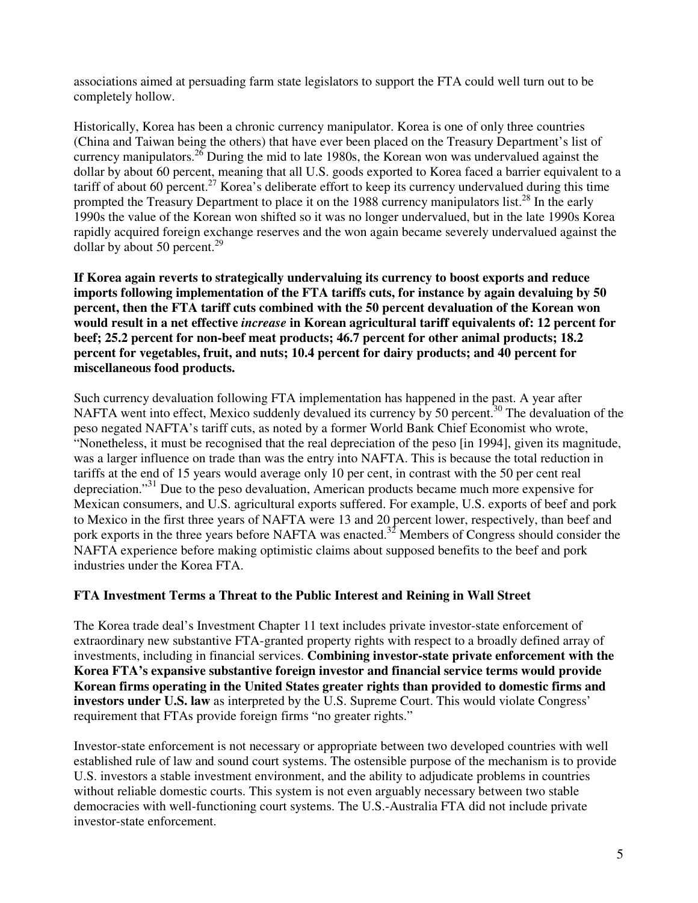associations aimed at persuading farm state legislators to support the FTA could well turn out to be completely hollow.

Historically, Korea has been a chronic currency manipulator. Korea is one of only three countries (China and Taiwan being the others) that have ever been placed on the Treasury Department's list of currency manipulators.[26] During the mid to late 1980s, the Korean won was undervalued against the dollar by about 60 percent, meaning that all U.S. goods exported to Korea faced a barrier equivalent to a tariff of about 60 percent.[27] Korea's deliberate effort to keep its currency undervalued during this time prompted the Treasury Department to place it on the 1988 currency manipulators list.[28] In the early 1990s the value of the Korean won shifted so it was no longer undervalued, but in the late 1990s Korea rapidly acquired foreign exchange reserves and the won again became severely undervalued against the dollar by about 50 percent.[29]

**If Korea again reverts to strategically undervaluing its currency to boost exports and reduce imports following implementation of the FTA tariffs cuts, for instance by again devaluing by 50 percent, then the FTA tariff cuts combined with the 50 percent devaluation of the Korean won would result in a net effective *increase* in Korean agricultural tariff equivalents of: 12 percent for beef; 25.2 percent for non-beef meat products; 46.7 percent for other animal products; 18.2 percent for vegetables, fruit, and nuts; 10.4 percent for dairy products; and 40 percent for miscellaneous food products.**

Such currency devaluation following FTA implementation has happened in the past. A year after NAFTA went into effect, Mexico suddenly devalued its currency by 50 percent.[30] The devaluation of the peso negated NAFTA's tariff cuts, as noted by a former World Bank Chief Economist who wrote, "Nonetheless, it must be recognised that the real depreciation of the peso [in 1994], given its magnitude, was a larger influence on trade than was the entry into NAFTA. This is because the total reduction in tariffs at the end of 15 years would average only 10 per cent, in contrast with the 50 per cent real depreciation."[31] Due to the peso devaluation, American products became much more expensive for Mexican consumers, and U.S. agricultural exports suffered. For example, U.S. exports of beef and pork to Mexico in the first three years of NAFTA were 13 and 20 percent lower, respectively, than beef and pork exports in the three years before NAFTA was enacted.[32] Members of Congress should consider the NAFTA experience before making optimistic claims about supposed benefits to the beef and pork industries under the Korea FTA.

### FTA Investment Terms a Threat to the Public Interest and Reining in Wall Street

The Korea trade deal's Investment Chapter 11 text includes private investor-state enforcement of extraordinary new substantive FTA-granted property rights with respect to a broadly defined array of investments, including in financial services. **Combining investor-state private enforcement with the Korea FTA's expansive substantive foreign investor and financial service terms would provide Korean firms operating in the United States greater rights than provided to domestic firms and investors under U.S. law** as interpreted by the U.S. Supreme Court. This would violate Congress' requirement that FTAs provide foreign firms "no greater rights."

Investor-state enforcement is not necessary or appropriate between two developed countries with well established rule of law and sound court systems. The ostensible purpose of the mechanism is to provide U.S. investors a stable investment environment, and the ability to adjudicate problems in countries without reliable domestic courts. This system is not even arguably necessary between two stable democracies with well-functioning court systems. The U.S.-Australia FTA did not include private investor-state enforcement.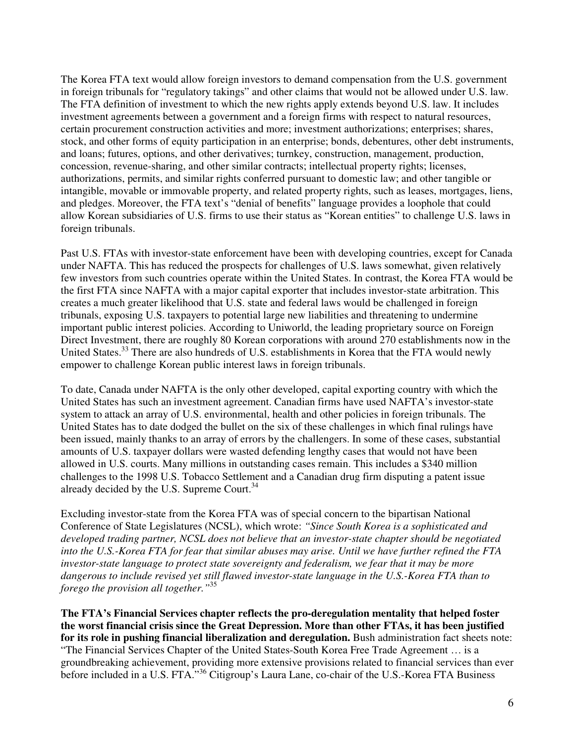The Korea FTA text would allow foreign investors to demand compensation from the U.S. government in foreign tribunals for "regulatory takings" and other claims that would not be allowed under U.S. law. The FTA definition of investment to which the new rights apply extends beyond U.S. law. It includes investment agreements between a government and a foreign firms with respect to natural resources, certain procurement construction activities and more; investment authorizations; enterprises; shares, stock, and other forms of equity participation in an enterprise; bonds, debentures, other debt instruments, and loans; futures, options, and other derivatives; turnkey, construction, management, production, concession, revenue-sharing, and other similar contracts; intellectual property rights; licenses, authorizations, permits, and similar rights conferred pursuant to domestic law; and other tangible or intangible, movable or immovable property, and related property rights, such as leases, mortgages, liens, and pledges. Moreover, the FTA text's "denial of benefits" language provides a loophole that could allow Korean subsidiaries of U.S. firms to use their status as "Korean entities" to challenge U.S. laws in foreign tribunals.

Past U.S. FTAs with investor-state enforcement have been with developing countries, except for Canada under NAFTA. This has reduced the prospects for challenges of U.S. laws somewhat, given relatively few investors from such countries operate within the United States. In contrast, the Korea FTA would be the first FTA since NAFTA with a major capital exporter that includes investor-state arbitration. This creates a much greater likelihood that U.S. state and federal laws would be challenged in foreign tribunals, exposing U.S. taxpayers to potential large new liabilities and threatening to undermine important public interest policies. According to Uniworld, the leading proprietary source on Foreign Direct Investment, there are roughly 80 Korean corporations with around 270 establishments now in the United States.[33] There are also hundreds of U.S. establishments in Korea that the FTA would newly empower to challenge Korean public interest laws in foreign tribunals.

To date, Canada under NAFTA is the only other developed, capital exporting country with which the United States has such an investment agreement. Canadian firms have used NAFTA's investor-state system to attack an array of U.S. environmental, health and other policies in foreign tribunals. The United States has to date dodged the bullet on the six of these challenges in which final rulings have been issued, mainly thanks to an array of errors by the challengers. In some of these cases, substantial amounts of U.S. taxpayer dollars were wasted defending lengthy cases that would not have been allowed in U.S. courts. Many millions in outstanding cases remain. This includes a $340 million challenges to the 1998 U.S. Tobacco Settlement and a Canadian drug firm disputing a patent issue already decided by the U.S. Supreme Court.[34]

Excluding investor-state from the Korea FTA was of special concern to the bipartisan National Conference of State Legislatures (NCSL), which wrote: *"Since South Korea is a sophisticated and developed trading partner, NCSL does not believe that an investor-state chapter should be negotiated into the U.S.-Korea FTA for fear that similar abuses may arise. Until we have further refined the FTA investor-state language to protect state sovereignty and federalism, we fear that it may be more dangerous to include revised yet still flawed investor-state language in the U.S.-Korea FTA than to forego the provision all together."*[35]

**The FTA's Financial Services chapter reflects the pro-deregulation mentality that helped foster the worst financial crisis since the Great Depression. More than other FTAs, it has been justified for its role in pushing financial liberalization and deregulation.** Bush administration fact sheets note: "The Financial Services Chapter of the United States-South Korea Free Trade Agreement … is a groundbreaking achievement, providing more extensive provisions related to financial services than ever before included in a U.S. FTA."[36] Citigroup's Laura Lane, co-chair of the U.S.-Korea FTA Business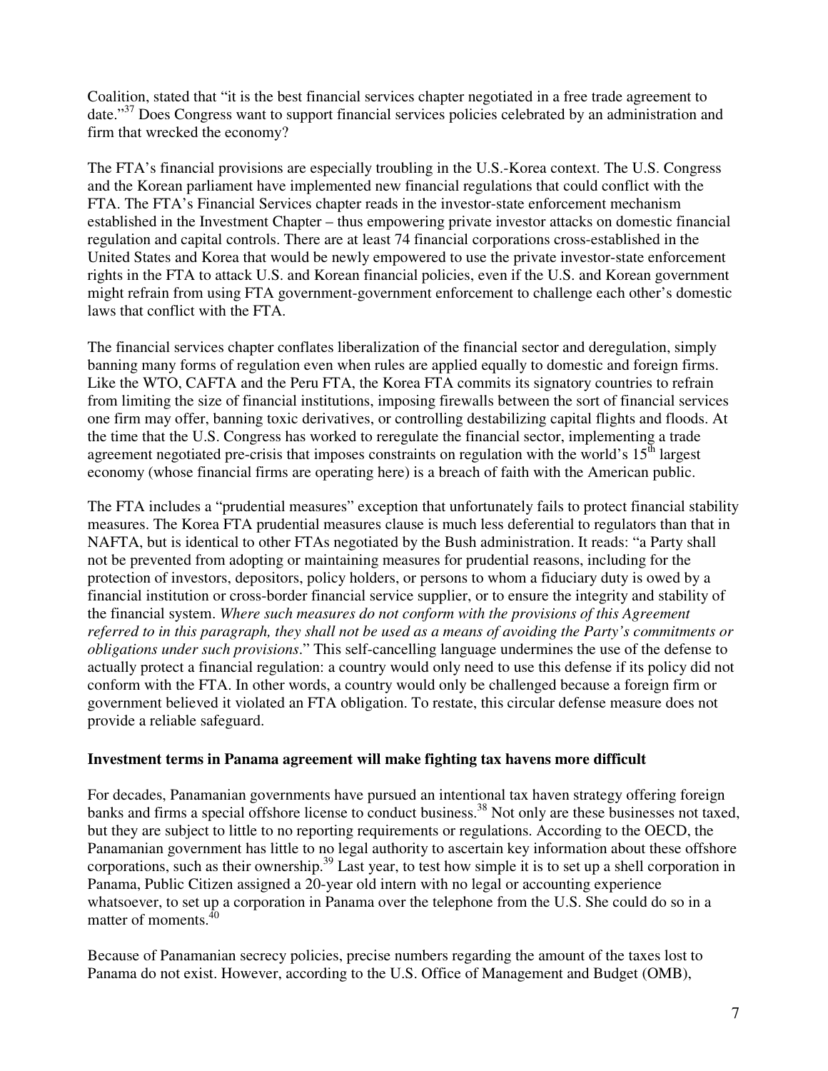Coalition, stated that "it is the best financial services chapter negotiated in a free trade agreement to date."[37] Does Congress want to support financial services policies celebrated by an administration and firm that wrecked the economy?

The FTA's financial provisions are especially troubling in the U.S.-Korea context. The U.S. Congress and the Korean parliament have implemented new financial regulations that could conflict with the FTA. The FTA's Financial Services chapter reads in the investor-state enforcement mechanism established in the Investment Chapter – thus empowering private investor attacks on domestic financial regulation and capital controls. There are at least 74 financial corporations cross-established in the United States and Korea that would be newly empowered to use the private investor-state enforcement rights in the FTA to attack U.S. and Korean financial policies, even if the U.S. and Korean government might refrain from using FTA government-government enforcement to challenge each other's domestic laws that conflict with the FTA.

The financial services chapter conflates liberalization of the financial sector and deregulation, simply banning many forms of regulation even when rules are applied equally to domestic and foreign firms. Like the WTO, CAFTA and the Peru FTA, the Korea FTA commits its signatory countries to refrain from limiting the size of financial institutions, imposing firewalls between the sort of financial services one firm may offer, banning toxic derivatives, or controlling destabilizing capital flights and floods. At the time that the U.S. Congress has worked to reregulate the financial sector, implementing a trade agreement negotiated pre-crisis that imposes constraints on regulation with the world's 15th largest economy (whose financial firms are operating here) is a breach of faith with the American public.

The FTA includes a "prudential measures" exception that unfortunately fails to protect financial stability measures. The Korea FTA prudential measures clause is much less deferential to regulators than that in NAFTA, but is identical to other FTAs negotiated by the Bush administration. It reads: "a Party shall not be prevented from adopting or maintaining measures for prudential reasons, including for the protection of investors, depositors, policy holders, or persons to whom a fiduciary duty is owed by a financial institution or cross-border financial service supplier, or to ensure the integrity and stability of the financial system. *Where such measures do not conform with the provisions of this Agreement referred to in this paragraph, they shall not be used as a means of avoiding the Party's commitments or obligations under such provisions*." This self-cancelling language undermines the use of the defense to actually protect a financial regulation: a country would only need to use this defense if its policy did not conform with the FTA. In other words, a country would only be challenged because a foreign firm or government believed it violated an FTA obligation. To restate, this circular defense measure does not provide a reliable safeguard.

**Investment terms in Panama agreement will make fighting tax havens more difficult**

For decades, Panamanian governments have pursued an intentional tax haven strategy offering foreign banks and firms a special offshore license to conduct business.[38] Not only are these businesses not taxed, but they are subject to little to no reporting requirements or regulations. According to the OECD, the Panamanian government has little to no legal authority to ascertain key information about these offshore corporations, such as their ownership.[39] Last year, to test how simple it is to set up a shell corporation in Panama, Public Citizen assigned a 20-year old intern with no legal or accounting experience whatsoever, to set up a corporation in Panama over the telephone from the U.S. She could do so in a matter of moments.[40]

Because of Panamanian secrecy policies, precise numbers regarding the amount of the taxes lost to Panama do not exist. However, according to the U.S. Office of Management and Budget (OMB),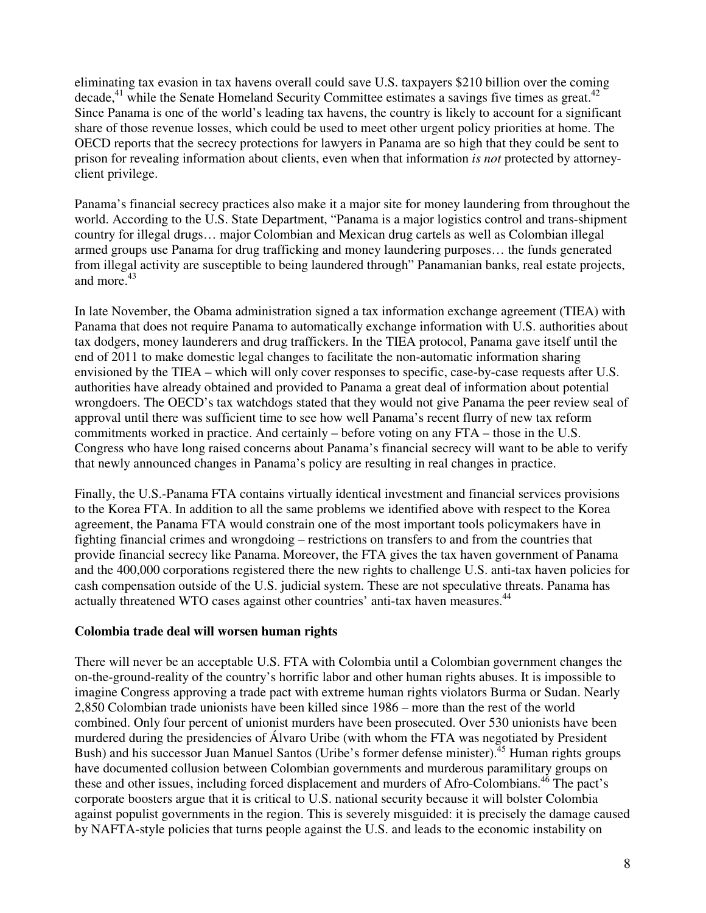eliminating tax evasion in tax havens overall could save U.S. taxpayers $210 billion over the coming decade,[41] while the Senate Homeland Security Committee estimates a savings five times as great.[42] Since Panama is one of the world's leading tax havens, the country is likely to account for a significant share of those revenue losses, which could be used to meet other urgent policy priorities at home. The OECD reports that the secrecy protections for lawyers in Panama are so high that they could be sent to prison for revealing information about clients, even when that information *is not* protected by attorney-client privilege.

Panama's financial secrecy practices also make it a major site for money laundering from throughout the world. According to the U.S. State Department, "Panama is a major logistics control and trans-shipment country for illegal drugs… major Colombian and Mexican drug cartels as well as Colombian illegal armed groups use Panama for drug trafficking and money laundering purposes… the funds generated from illegal activity are susceptible to being laundered through" Panamanian banks, real estate projects, and more.[43]

In late November, the Obama administration signed a tax information exchange agreement (TIEA) with Panama that does not require Panama to automatically exchange information with U.S. authorities about tax dodgers, money launderers and drug traffickers. In the TIEA protocol, Panama gave itself until the end of 2011 to make domestic legal changes to facilitate the non-automatic information sharing envisioned by the TIEA – which will only cover responses to specific, case-by-case requests after U.S. authorities have already obtained and provided to Panama a great deal of information about potential wrongdoers. The OECD's tax watchdogs stated that they would not give Panama the peer review seal of approval until there was sufficient time to see how well Panama's recent flurry of new tax reform commitments worked in practice. And certainly – before voting on any FTA – those in the U.S. Congress who have long raised concerns about Panama's financial secrecy will want to be able to verify that newly announced changes in Panama's policy are resulting in real changes in practice.

Finally, the U.S.-Panama FTA contains virtually identical investment and financial services provisions to the Korea FTA. In addition to all the same problems we identified above with respect to the Korea agreement, the Panama FTA would constrain one of the most important tools policymakers have in fighting financial crimes and wrongdoing – restrictions on transfers to and from the countries that provide financial secrecy like Panama. Moreover, the FTA gives the tax haven government of Panama and the 400,000 corporations registered there the new rights to challenge U.S. anti-tax haven policies for cash compensation outside of the U.S. judicial system. These are not speculative threats. Panama has actually threatened WTO cases against other countries' anti-tax haven measures.[44]

**Colombia trade deal will worsen human rights**

There will never be an acceptable U.S. FTA with Colombia until a Colombian government changes the on-the-ground-reality of the country's horrific labor and other human rights abuses. It is impossible to imagine Congress approving a trade pact with extreme human rights violators Burma or Sudan. Nearly 2,850 Colombian trade unionists have been killed since 1986 – more than the rest of the world combined. Only four percent of unionist murders have been prosecuted. Over 530 unionists have been murdered during the presidencies of Álvaro Uribe (with whom the FTA was negotiated by President Bush) and his successor Juan Manuel Santos (Uribe's former defense minister).[45] Human rights groups have documented collusion between Colombian governments and murderous paramilitary groups on these and other issues, including forced displacement and murders of Afro-Colombians.[46] The pact's corporate boosters argue that it is critical to U.S. national security because it will bolster Colombia against populist governments in the region. This is severely misguided: it is precisely the damage caused by NAFTA-style policies that turns people against the U.S. and leads to the economic instability on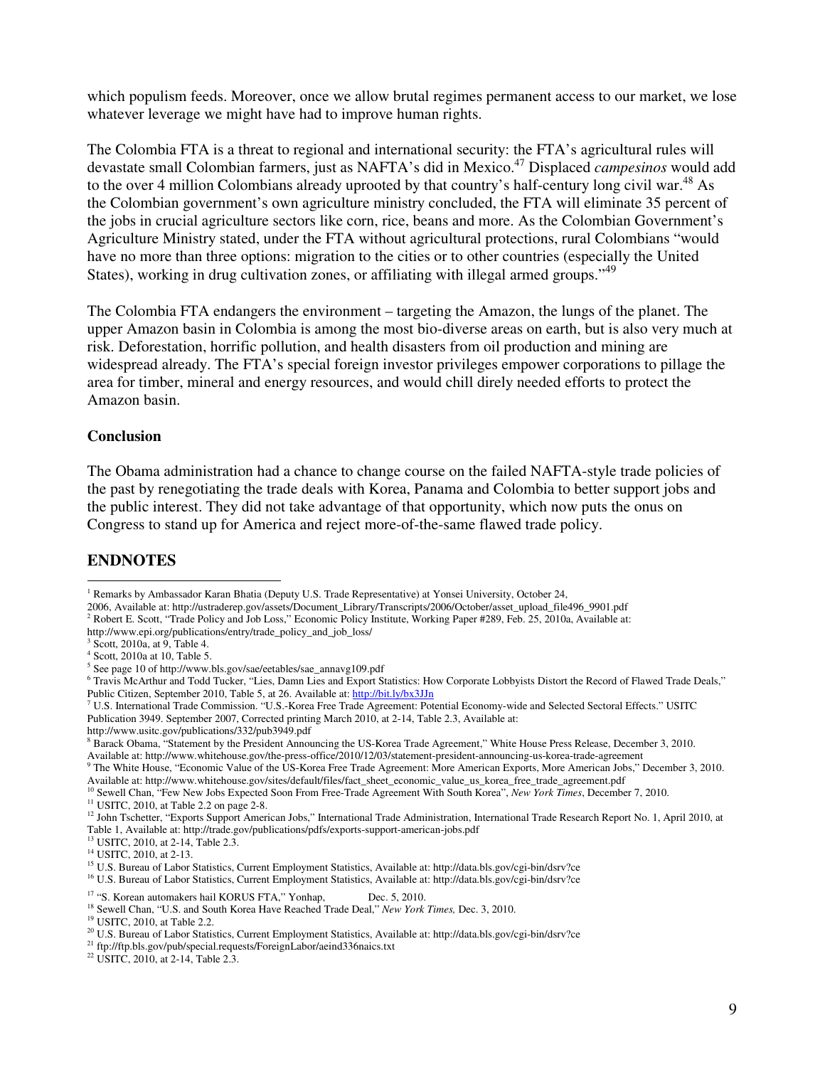which populism feeds. Moreover, once we allow brutal regimes permanent access to our market, we lose whatever leverage we might have had to improve human rights.

The Colombia FTA is a threat to regional and international security: the FTA's agricultural rules will devastate small Colombian farmers, just as NAFTA's did in Mexico.[47] Displaced *campesinos* would add to the over 4 million Colombians already uprooted by that country's half-century long civil war.[48] As the Colombian government's own agriculture ministry concluded, the FTA will eliminate 35 percent of the jobs in crucial agriculture sectors like corn, rice, beans and more. As the Colombian Government's Agriculture Ministry stated, under the FTA without agricultural protections, rural Colombians "would have no more than three options: migration to the cities or to other countries (especially the United States), working in drug cultivation zones, or affiliating with illegal armed groups."[49]

The Colombia FTA endangers the environment – targeting the Amazon, the lungs of the planet. The upper Amazon basin in Colombia is among the most bio-diverse areas on earth, but is also very much at risk. Deforestation, horrific pollution, and health disasters from oil production and mining are widespread already. The FTA's special foreign investor privileges empower corporations to pillage the area for timber, mineral and energy resources, and would chill direly needed efforts to protect the Amazon basin.

**Conclusion**

The Obama administration had a chance to change course on the failed NAFTA-style trade policies of the past by renegotiating the trade deals with Korea, Panama and Colombia to better support jobs and the public interest. They did not take advantage of that opportunity, which now puts the onus on Congress to stand up for America and reject more-of-the-same flawed trade policy.

## ENDNOTES

[1] Remarks by Ambassador Karan Bhatia (Deputy U.S. Trade Representative) at Yonsei University, October 24, 2006, Available at: http://ustraderep.gov/assets/Document_Library/Transcripts/2006/October/asset_upload_file496_9901.pdf

[2] Robert E. Scott, "Trade Policy and Job Loss," Economic Policy Institute, Working Paper #289, Feb. 25, 2010a, Available at: http://www.epi.org/publications/entry/trade_policy_and_job_loss/

[3] Scott, 2010a, at 9, Table 4.

[4] Scott, 2010a at 10, Table 5.

[5] See page 10 of http://www.bls.gov/sae/eetables/sae_annavg109.pdf

[6] Travis McArthur and Todd Tucker, "Lies, Damn Lies and Export Statistics: How Corporate Lobbyists Distort the Record of Flawed Trade Deals," Public Citizen, September 2010, Table 5, at 26. Available at: http://bit.ly/bx3JJn

[7] U.S. International Trade Commission. "U.S.-Korea Free Trade Agreement: Potential Economy-wide and Selected Sectoral Effects." USITC Publication 3949. September 2007, Corrected printing March 2010, at 2-14, Table 2.3, Available at: http://www.usitc.gov/publications/332/pub3949.pdf

[8] Barack Obama, "Statement by the President Announcing the US-Korea Trade Agreement," White House Press Release, December 3, 2010. Available at: http://www.whitehouse.gov/the-press-office/2010/12/03/statement-president-announcing-us-korea-trade-agreement

[9] The White House, "Economic Value of the US-Korea Free Trade Agreement: More American Exports, More American Jobs," December 3, 2010. Available at: http://www.whitehouse.gov/sites/default/files/fact_sheet_economic_value_us_korea_free_trade_agreement.pdf

[10] Sewell Chan, "Few New Jobs Expected Soon From Free-Trade Agreement With South Korea", *New York Times*, December 7, 2010.

[11] USITC, 2010, at Table 2.2 on page 2-8.

[12] John Tschetter, "Exports Support American Jobs," International Trade Administration, International Trade Research Report No. 1, April 2010, at Table 1, Available at: http://trade.gov/publications/pdfs/exports-support-american-jobs.pdf

[13] USITC, 2010, at 2-14, Table 2.3.

[14] USITC, 2010, at 2-13.

[15] U.S. Bureau of Labor Statistics, Current Employment Statistics, Available at: http://data.bls.gov/cgi-bin/dsrv?ce

[16] U.S. Bureau of Labor Statistics, Current Employment Statistics, Available at: http://data.bls.gov/cgi-bin/dsrv?ce

[17] "S. Korean automakers hail KORUS FTA," Yonhap, Dec. 5, 2010.

[18] Sewell Chan, "U.S. and South Korea Have Reached Trade Deal," *New York Times,* Dec. 3, 2010.

[19] USITC, 2010, at Table 2.2.

[20] U.S. Bureau of Labor Statistics, Current Employment Statistics, Available at: http://data.bls.gov/cgi-bin/dsrv?ce

[21] ftp://ftp.bls.gov/pub/special.requests/ForeignLabor/aeind336naics.txt

[22] USITC, 2010, at 2-14, Table 2.3.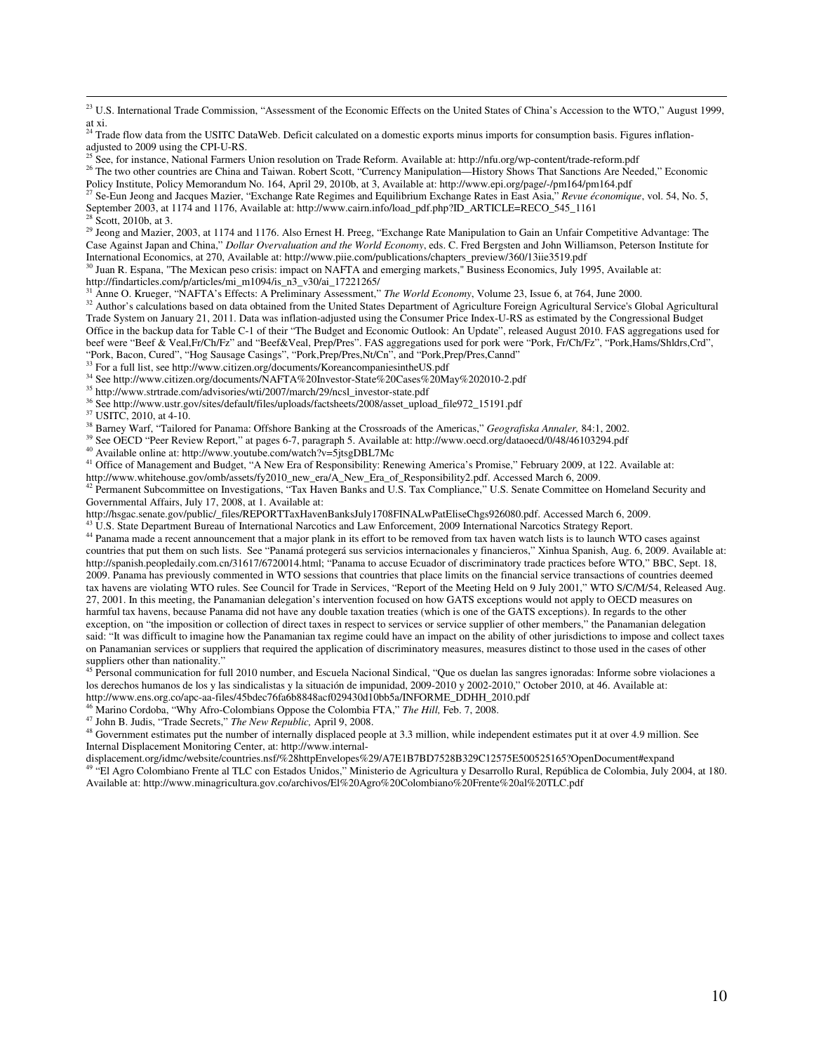[23] U.S. International Trade Commission, "Assessment of the Economic Effects on the United States of China's Accession to the WTO," August 1999, at xi.

[24] Trade flow data from the USITC DataWeb. Deficit calculated on a domestic exports minus imports for consumption basis. Figures inflation-adjusted to 2009 using the CPI-U-RS.

[25] See, for instance, National Farmers Union resolution on Trade Reform. Available at: http://nfu.org/wp-content/trade-reform.pdf

[26] The two other countries are China and Taiwan. Robert Scott, "Currency Manipulation—History Shows That Sanctions Are Needed," Economic Policy Institute, Policy Memorandum No. 164, April 29, 2010b, at 3, Available at: http://www.epi.org/page/-/pm164/pm164.pdf

[27] Se-Eun Jeong and Jacques Mazier, "Exchange Rate Regimes and Equilibrium Exchange Rates in East Asia," *Revue économique*, vol. 54, No. 5, September 2003, at 1174 and 1176, Available at: http://www.cairn.info/load_pdf.php?ID_ARTICLE=RECO_545_1161

[28] Scott, 2010b, at 3.

[29] Jeong and Mazier, 2003, at 1174 and 1176. Also Ernest H. Preeg, "Exchange Rate Manipulation to Gain an Unfair Competitive Advantage: The Case Against Japan and China," *Dollar Overvaluation and the World Economy*, eds. C. Fred Bergsten and John Williamson, Peterson Institute for International Economics, at 270, Available at: http://www.piie.com/publications/chapters_preview/360/13iie3519.pdf

[30] Juan R. Espana, "The Mexican peso crisis: impact on NAFTA and emerging markets," Business Economics, July 1995, Available at: http://findarticles.com/p/articles/mi_m1094/is_n3_v30/ai_17221265/

[31] Anne O. Krueger, "NAFTA's Effects: A Preliminary Assessment," *The World Economy*, Volume 23, Issue 6, at 764, June 2000.

[32] Author's calculations based on data obtained from the United States Department of Agriculture Foreign Agricultural Service's Global Agricultural Trade System on January 21, 2011. Data was inflation-adjusted using the Consumer Price Index-U-RS as estimated by the Congressional Budget Office in the backup data for Table C-1 of their "The Budget and Economic Outlook: An Update", released August 2010. FAS aggregations used for beef were "Beef & Veal,Fr/Ch/Fz" and "Beef&Veal, Prep/Pres". FAS aggregations used for pork were "Pork, Fr/Ch/Fz", "Pork,Hams/Shldrs,Crd", "Pork, Bacon, Cured", "Hog Sausage Casings", "Pork,Prep/Pres,Nt/Cn", and "Pork,Prep/Pres,Cannd"

[33] For a full list, see http://www.citizen.org/documents/KoreancompaniesintheUS.pdf

[34] See http://www.citizen.org/documents/NAFTA%20Investor-State%20Cases%20May%202010-2.pdf

[35] http://www.strtrade.com/advisories/wti/2007/march/29/ncsl_investor-state.pdf

[36] See http://www.ustr.gov/sites/default/files/uploads/factsheets/2008/asset_upload_file972_15191.pdf

[37] USITC, 2010, at 4-10.

[38] Barney Warf, "Tailored for Panama: Offshore Banking at the Crossroads of the Americas," *Geografiska Annaler,* 84:1, 2002.

[39] See OECD "Peer Review Report," at pages 6-7, paragraph 5. Available at: http://www.oecd.org/dataoecd/0/48/46103294.pdf

[40] Available online at: http://www.youtube.com/watch?v=5jtsgDBL7Mc

[41] Office of Management and Budget, "A New Era of Responsibility: Renewing America's Promise," February 2009, at 122. Available at: http://www.whitehouse.gov/omb/assets/fy2010_new_era/A_New_Era_of_Responsibility2.pdf. Accessed March 6, 2009.

[42] Permanent Subcommittee on Investigations, "Tax Haven Banks and U.S. Tax Compliance," U.S. Senate Committee on Homeland Security and Governmental Affairs, July 17, 2008, at 1. Available at: http://hsgac.senate.gov/public/_files/REPORTTaxHavenBanksJuly1708FINALwPatEliseChgs926080.pdf. Accessed March 6, 2009.

[43] U.S. State Department Bureau of International Narcotics and Law Enforcement, 2009 International Narcotics Strategy Report.

[44] Panama made a recent announcement that a major plank in its effort to be removed from tax haven watch lists is to launch WTO cases against countries that put them on such lists. See "Panamá protegerá sus servicios internacionales y financieros," Xinhua Spanish, Aug. 6, 2009. Available at: http://spanish.peopledaily.com.cn/31617/6720014.html; "Panama to accuse Ecuador of discriminatory trade practices before WTO," BBC, Sept. 18, 2009. Panama has previously commented in WTO sessions that countries that place limits on the financial service transactions of countries deemed tax havens are violating WTO rules. See Council for Trade in Services, "Report of the Meeting Held on 9 July 2001," WTO S/C/M/54, Released Aug. 27, 2001. In this meeting, the Panamanian delegation's intervention focused on how GATS exceptions would not apply to OECD measures on harmful tax havens, because Panama did not have any double taxation treaties (which is one of the GATS exceptions). In regards to the other exception, on "the imposition or collection of direct taxes in respect to services or service supplier of other members," the Panamanian delegation said: "It was difficult to imagine how the Panamanian tax regime could have an impact on the ability of other jurisdictions to impose and collect taxes on Panamanian services or suppliers that required the application of discriminatory measures, measures distinct to those used in the cases of other suppliers other than nationality."

[45] Personal communication for full 2010 number, and Escuela Nacional Sindical, "Que os duelan las sangres ignoradas: Informe sobre violaciones a los derechos humanos de los y las sindicalistas y la situación de impunidad, 2009-2010 y 2002-2010," October 2010, at 46. Available at: http://www.ens.org.co/apc-aa-files/45bdec76fa6b8848acf029430d10bb5a/INFORME_DDHH_2010.pdf

[46] Marino Cordoba, "Why Afro-Colombians Oppose the Colombia FTA," *The Hill,* Feb. 7, 2008.

[47] John B. Judis, "Trade Secrets," *The New Republic,* April 9, 2008.

[48] Government estimates put the number of internally displaced people at 3.3 million, while independent estimates put it at over 4.9 million. See Internal Displacement Monitoring Center, at: http://www.internal-displacement.org/idmc/website/countries.nsf/%28httpEnvelopes%29/A7E1B7BD7528B329C12575E500525165?OpenDocument#expand

[49] "El Agro Colombiano Frente al TLC con Estados Unidos," Ministerio de Agricultura y Desarrollo Rural, República de Colombia, July 2004, at 180. Available at: http://www.minagricultura.gov.co/archivos/El%20Agro%20Colombiano%20Frente%20al%20TLC.pdf